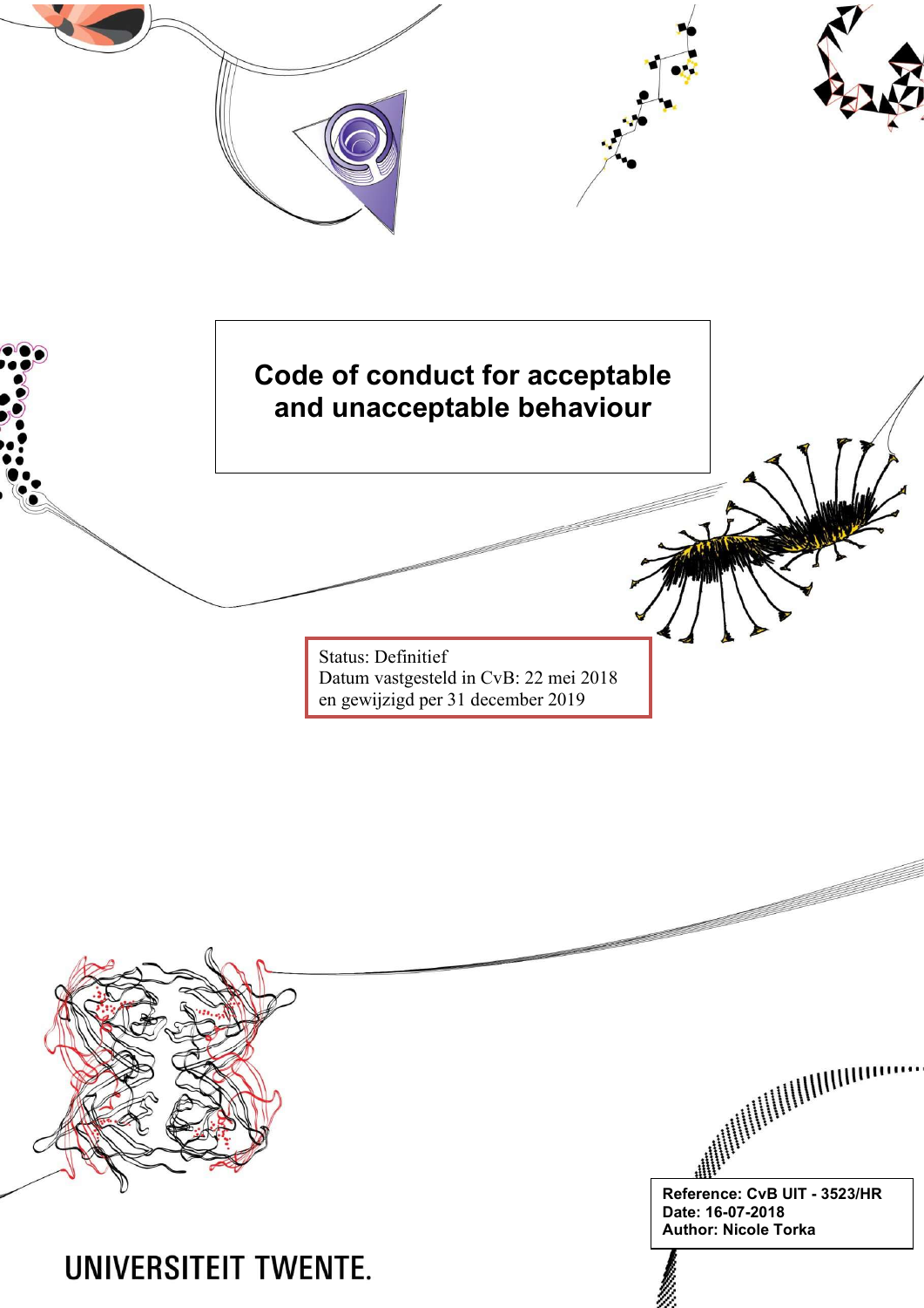# Code of conduct for acceptable and unacceptable behaviour

Status: Definitief
Datum vastgesteld in CvB: 22 mei 2018
en gewijzigd per 31 december 2019

**Reference: CvB UIT - 3523/HR**
**Date: 16-07-2018**
**Author: Nicole Torka**

UNIVERSITEIT TWENTE.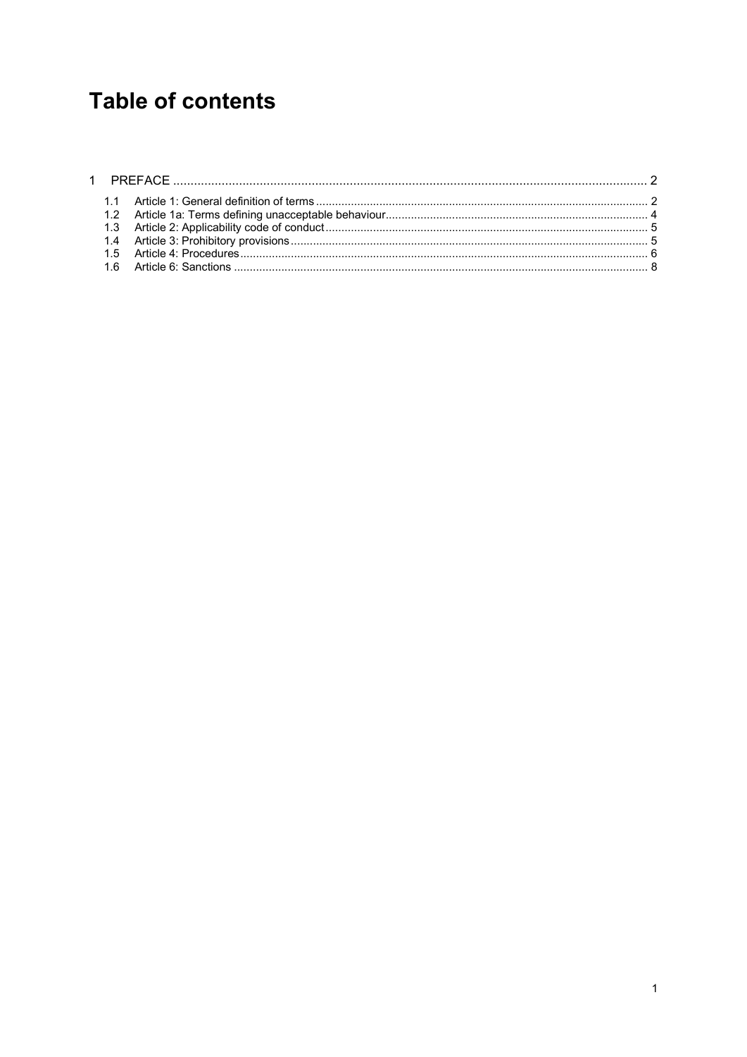# Table of contents

1 PREFACE ..... 2

- 1.1 Article 1: General definition of terms ..... 2
- 1.2 Article 1a: Terms defining unacceptable behaviour ..... 4
- 1.3 Article 2: Applicability code of conduct ..... 5
- 1.4 Article 3: Prohibitory provisions ..... 5
- 1.5 Article 4: Procedures ..... 6
- 1.6 Article 6: Sanctions ..... 8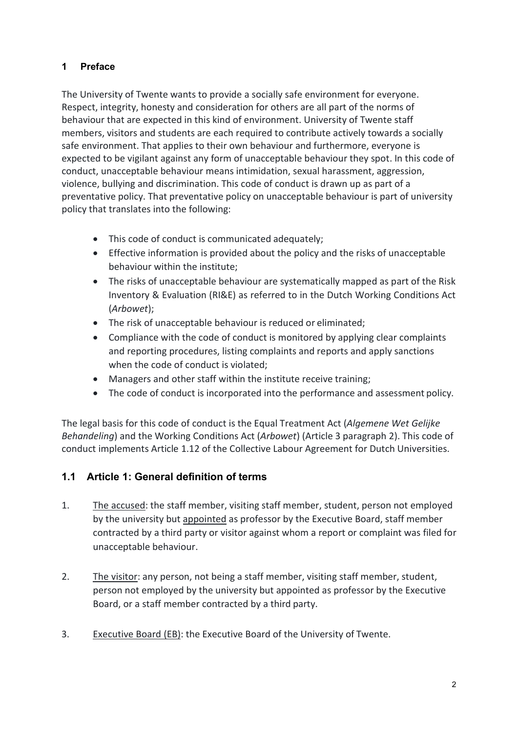# 1 Preface

The University of Twente wants to provide a socially safe environment for everyone. Respect, integrity, honesty and consideration for others are all part of the norms of behaviour that are expected in this kind of environment. University of Twente staff members, visitors and students are each required to contribute actively towards a socially safe environment. That applies to their own behaviour and furthermore, everyone is expected to be vigilant against any form of unacceptable behaviour they spot. In this code of conduct, unacceptable behaviour means intimidation, sexual harassment, aggression, violence, bullying and discrimination. This code of conduct is drawn up as part of a preventative policy. That preventative policy on unacceptable behaviour is part of university policy that translates into the following:

- This code of conduct is communicated adequately;
- Effective information is provided about the policy and the risks of unacceptable behaviour within the institute;
- The risks of unacceptable behaviour are systematically mapped as part of the Risk Inventory & Evaluation (RI&E) as referred to in the Dutch Working Conditions Act (*Arbowet*);
- The risk of unacceptable behaviour is reduced or eliminated;
- Compliance with the code of conduct is monitored by applying clear complaints and reporting procedures, listing complaints and reports and apply sanctions when the code of conduct is violated;
- Managers and other staff within the institute receive training;
- The code of conduct is incorporated into the performance and assessment policy.

The legal basis for this code of conduct is the Equal Treatment Act (*Algemene Wet Gelijke Behandeling*) and the Working Conditions Act (*Arbowet*) (Article 3 paragraph 2). This code of conduct implements Article 1.12 of the Collective Labour Agreement for Dutch Universities.

## 1.1 Article 1: General definition of terms

1. The accused: the staff member, visiting staff member, student, person not employed by the university but appointed as professor by the Executive Board, staff member contracted by a third party or visitor against whom a report or complaint was filed for unacceptable behaviour.

2. The visitor: any person, not being a staff member, visiting staff member, student, person not employed by the university but appointed as professor by the Executive Board, or a staff member contracted by a third party.

3. Executive Board (EB): the Executive Board of the University of Twente.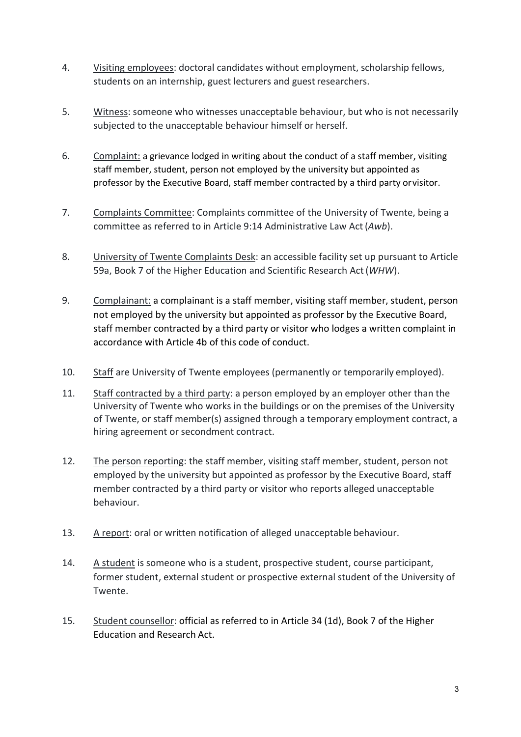4. Visiting employees: doctoral candidates without employment, scholarship fellows, students on an internship, guest lecturers and guest researchers.

5. Witness: someone who witnesses unacceptable behaviour, but who is not necessarily subjected to the unacceptable behaviour himself or herself.

6. Complaint: a grievance lodged in writing about the conduct of a staff member, visiting staff member, student, person not employed by the university but appointed as professor by the Executive Board, staff member contracted by a third party or visitor.

7. Complaints Committee: Complaints committee of the University of Twente, being a committee as referred to in Article 9:14 Administrative Law Act (*Awb*).

8. University of Twente Complaints Desk: an accessible facility set up pursuant to Article 59a, Book 7 of the Higher Education and Scientific Research Act (*WHW*).

9. Complainant: a complainant is a staff member, visiting staff member, student, person not employed by the university but appointed as professor by the Executive Board, staff member contracted by a third party or visitor who lodges a written complaint in accordance with Article 4b of this code of conduct.

10. Staff are University of Twente employees (permanently or temporarily employed).

11. Staff contracted by a third party: a person employed by an employer other than the University of Twente who works in the buildings or on the premises of the University of Twente, or staff member(s) assigned through a temporary employment contract, a hiring agreement or secondment contract.

12. The person reporting: the staff member, visiting staff member, student, person not employed by the university but appointed as professor by the Executive Board, staff member contracted by a third party or visitor who reports alleged unacceptable behaviour.

13. A report: oral or written notification of alleged unacceptable behaviour.

14. A student is someone who is a student, prospective student, course participant, former student, external student or prospective external student of the University of Twente.

15. Student counsellor: official as referred to in Article 34 (1d), Book 7 of the Higher Education and Research Act.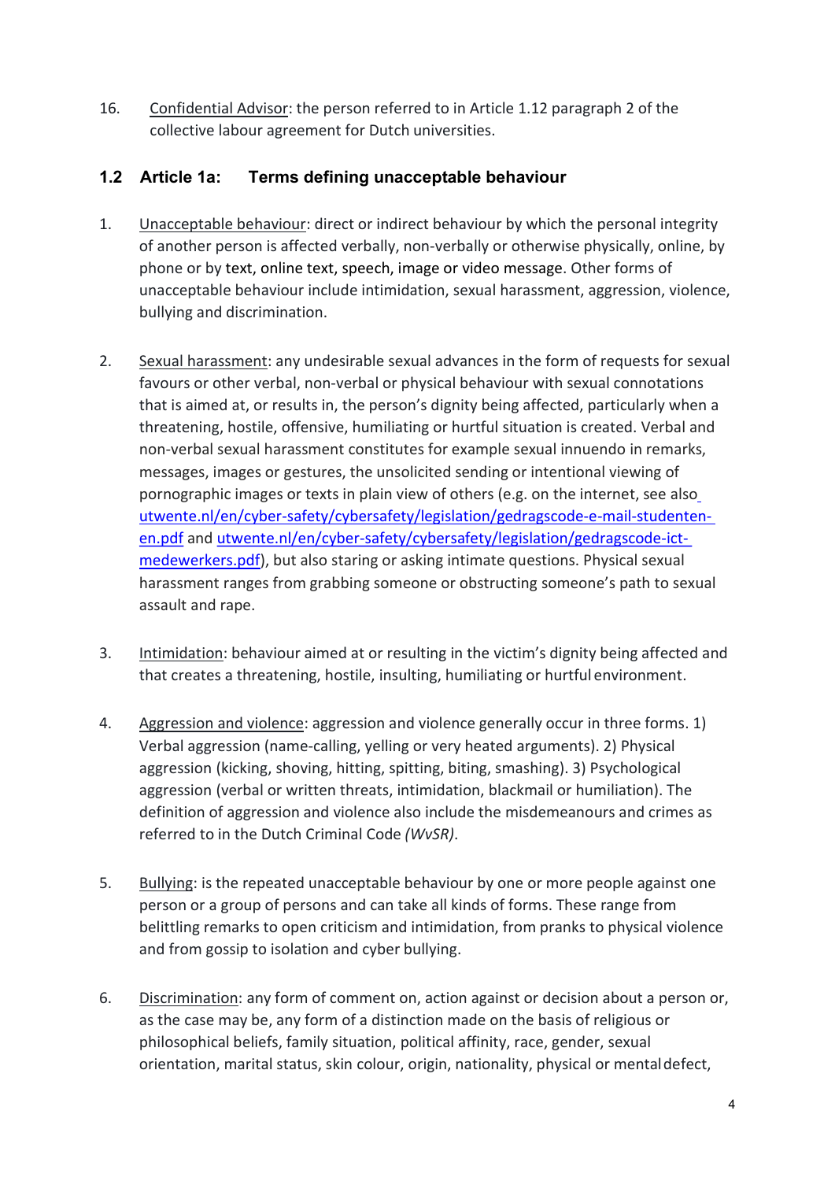16. Confidential Advisor: the person referred to in Article 1.12 paragraph 2 of the collective labour agreement for Dutch universities.

## 1.2 Article 1a: Terms defining unacceptable behaviour

1. Unacceptable behaviour: direct or indirect behaviour by which the personal integrity of another person is affected verbally, non-verbally or otherwise physically, online, by phone or by text, online text, speech, image or video message. Other forms of unacceptable behaviour include intimidation, sexual harassment, aggression, violence, bullying and discrimination.

2. Sexual harassment: any undesirable sexual advances in the form of requests for sexual favours or other verbal, non-verbal or physical behaviour with sexual connotations that is aimed at, or results in, the person's dignity being affected, particularly when a threatening, hostile, offensive, humiliating or hurtful situation is created. Verbal and non-verbal sexual harassment constitutes for example sexual innuendo in remarks, messages, images or gestures, the unsolicited sending or intentional viewing of pornographic images or texts in plain view of others (e.g. on the internet, see also [utwente.nl/en/cyber-safety/cybersafety/legislation/gedragscode-e-mail-studenten-en.pdf](utwente.nl/en/cyber-safety/cybersafety/legislation/gedragscode-e-mail-studenten-en.pdf) and [utwente.nl/en/cyber-safety/cybersafety/legislation/gedragscode-ict-medewerkers.pdf](utwente.nl/en/cyber-safety/cybersafety/legislation/gedragscode-ict-medewerkers.pdf)), but also staring or asking intimate questions. Physical sexual harassment ranges from grabbing someone or obstructing someone's path to sexual assault and rape.

3. Intimidation: behaviour aimed at or resulting in the victim's dignity being affected and that creates a threatening, hostile, insulting, humiliating or hurtful environment.

4. Aggression and violence: aggression and violence generally occur in three forms. 1) Verbal aggression (name-calling, yelling or very heated arguments). 2) Physical aggression (kicking, shoving, hitting, spitting, biting, smashing). 3) Psychological aggression (verbal or written threats, intimidation, blackmail or humiliation). The definition of aggression and violence also include the misdemeanours and crimes as referred to in the Dutch Criminal Code *(WvSR)*.

5. Bullying: is the repeated unacceptable behaviour by one or more people against one person or a group of persons and can take all kinds of forms. These range from belittling remarks to open criticism and intimidation, from pranks to physical violence and from gossip to isolation and cyber bullying.

6. Discrimination: any form of comment on, action against or decision about a person or, as the case may be, any form of a distinction made on the basis of religious or philosophical beliefs, family situation, political affinity, race, gender, sexual orientation, marital status, skin colour, origin, nationality, physical or mental defect,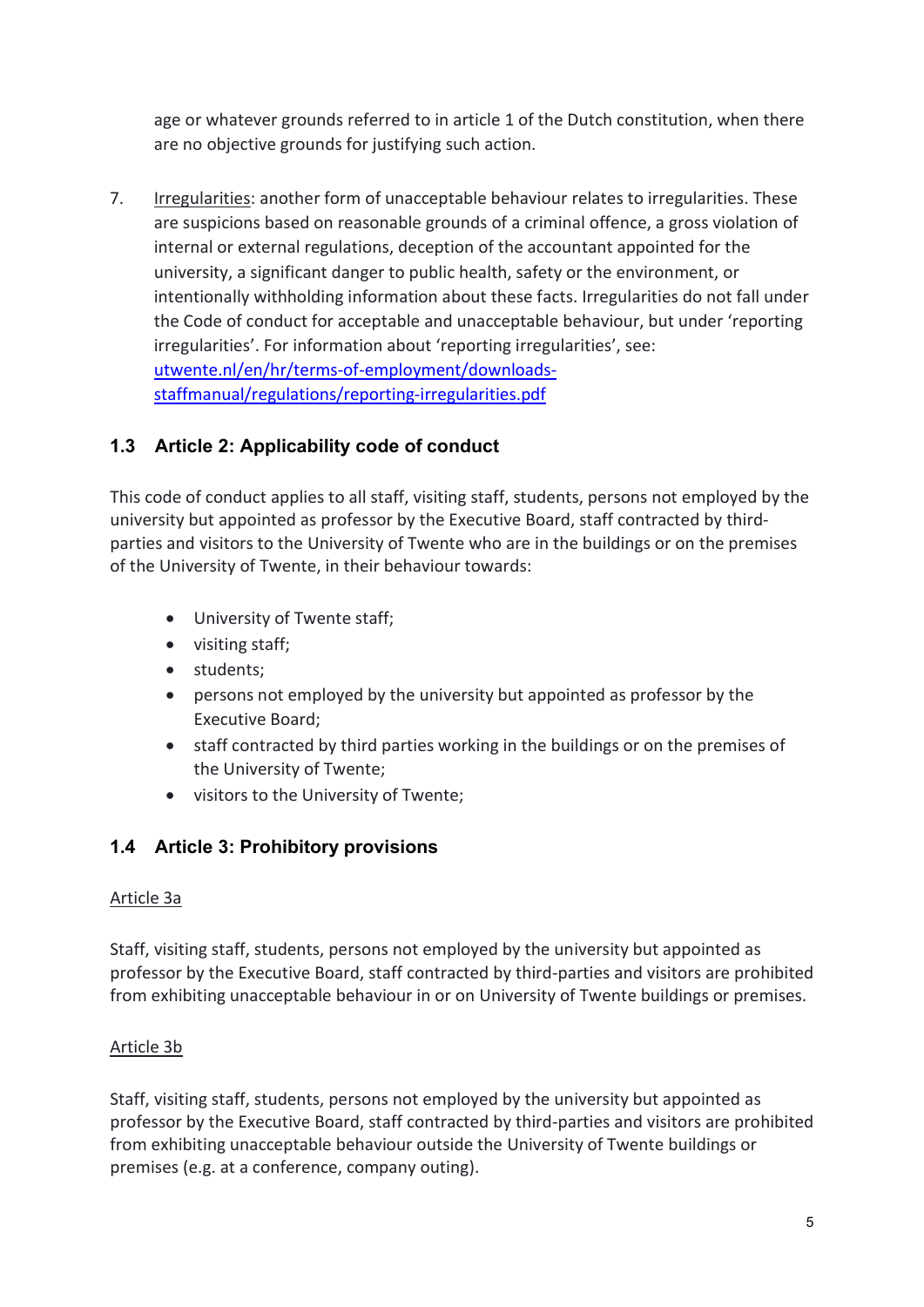age or whatever grounds referred to in article 1 of the Dutch constitution, when there are no objective grounds for justifying such action.

7. Irregularities: another form of unacceptable behaviour relates to irregularities. These are suspicions based on reasonable grounds of a criminal offence, a gross violation of internal or external regulations, deception of the accountant appointed for the university, a significant danger to public health, safety or the environment, or intentionally withholding information about these facts. Irregularities do not fall under the Code of conduct for acceptable and unacceptable behaviour, but under 'reporting irregularities'. For information about 'reporting irregularities', see: [utwente.nl/en/hr/terms-of-employment/downloads-staffmanual/regulations/reporting-irregularities.pdf](utwente.nl/en/hr/terms-of-employment/downloads-staffmanual/regulations/reporting-irregularities.pdf)

## 1.3 Article 2: Applicability code of conduct

This code of conduct applies to all staff, visiting staff, students, persons not employed by the university but appointed as professor by the Executive Board, staff contracted by third-parties and visitors to the University of Twente who are in the buildings or on the premises of the University of Twente, in their behaviour towards:

- University of Twente staff;
- visiting staff;
- students;
- persons not employed by the university but appointed as professor by the Executive Board;
- staff contracted by third parties working in the buildings or on the premises of the University of Twente;
- visitors to the University of Twente;

## 1.4 Article 3: Prohibitory provisions

Article 3a

Staff, visiting staff, students, persons not employed by the university but appointed as professor by the Executive Board, staff contracted by third-parties and visitors are prohibited from exhibiting unacceptable behaviour in or on University of Twente buildings or premises.

Article 3b

Staff, visiting staff, students, persons not employed by the university but appointed as professor by the Executive Board, staff contracted by third-parties and visitors are prohibited from exhibiting unacceptable behaviour outside the University of Twente buildings or premises (e.g. at a conference, company outing).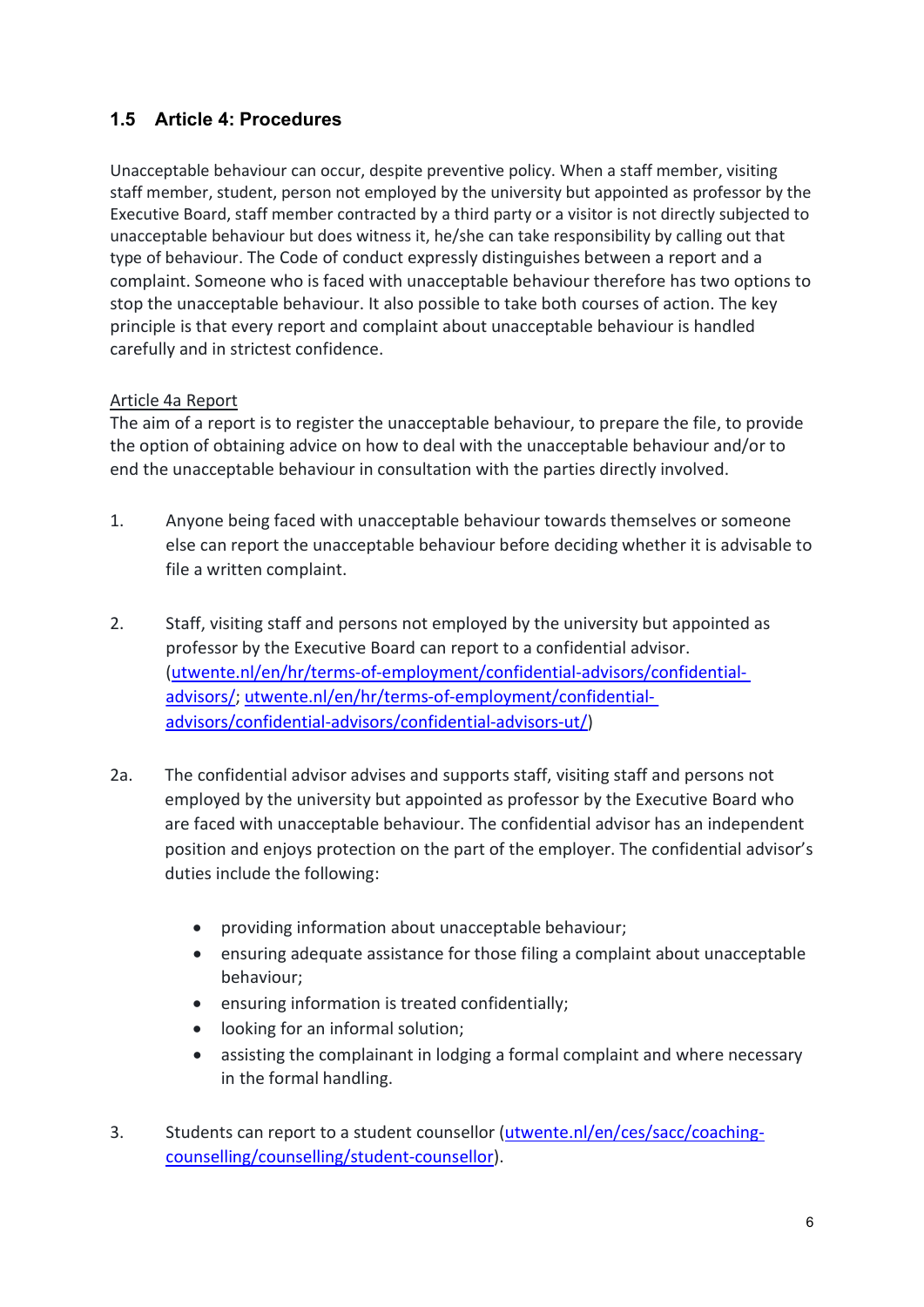## 1.5 Article 4: Procedures

Unacceptable behaviour can occur, despite preventive policy. When a staff member, visiting staff member, student, person not employed by the university but appointed as professor by the Executive Board, staff member contracted by a third party or a visitor is not directly subjected to unacceptable behaviour but does witness it, he/she can take responsibility by calling out that type of behaviour. The Code of conduct expressly distinguishes between a report and a complaint. Someone who is faced with unacceptable behaviour therefore has two options to stop the unacceptable behaviour. It also possible to take both courses of action. The key principle is that every report and complaint about unacceptable behaviour is handled carefully and in strictest confidence.

Article 4a Report

The aim of a report is to register the unacceptable behaviour, to prepare the file, to provide the option of obtaining advice on how to deal with the unacceptable behaviour and/or to end the unacceptable behaviour in consultation with the parties directly involved.

1. Anyone being faced with unacceptable behaviour towards themselves or someone else can report the unacceptable behaviour before deciding whether it is advisable to file a written complaint.

2. Staff, visiting staff and persons not employed by the university but appointed as professor by the Executive Board can report to a confidential advisor. (utwente.nl/en/hr/terms-of-employment/confidential-advisors/confidential-advisors/; utwente.nl/en/hr/terms-of-employment/confidential-advisors/confidential-advisors/confidential-advisors-ut/)

2a. The confidential advisor advises and supports staff, visiting staff and persons not employed by the university but appointed as professor by the Executive Board who are faced with unacceptable behaviour. The confidential advisor has an independent position and enjoys protection on the part of the employer. The confidential advisor's duties include the following:

   - providing information about unacceptable behaviour;
   - ensuring adequate assistance for those filing a complaint about unacceptable behaviour;
   - ensuring information is treated confidentially;
   - looking for an informal solution;
   - assisting the complainant in lodging a formal complaint and where necessary in the formal handling.

3. Students can report to a student counsellor (utwente.nl/en/ces/sacc/coaching-counselling/counselling/student-counsellor).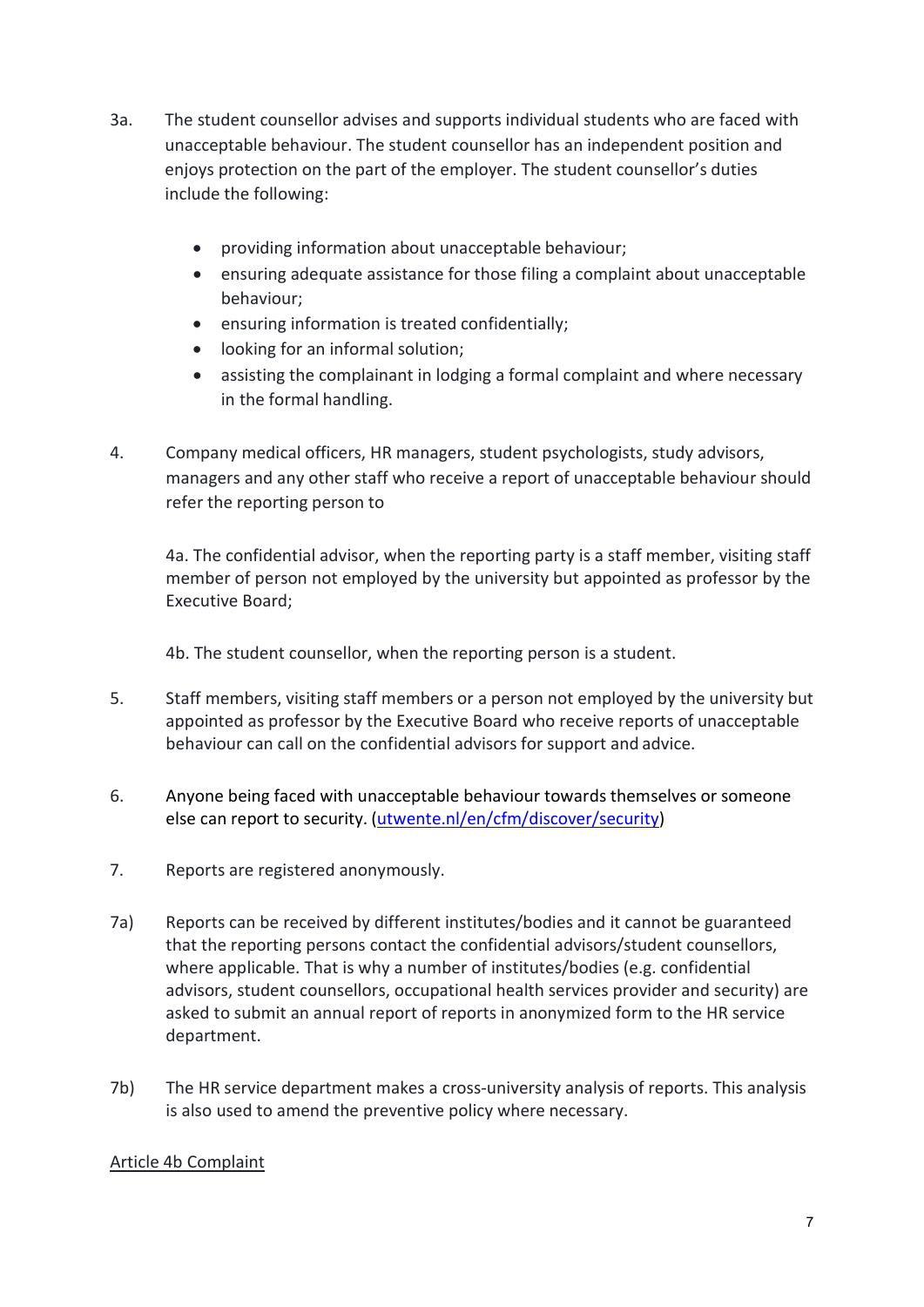3a. The student counsellor advises and supports individual students who are faced with unacceptable behaviour. The student counsellor has an independent position and enjoys protection on the part of the employer. The student counsellor's duties include the following:

- providing information about unacceptable behaviour;
- ensuring adequate assistance for those filing a complaint about unacceptable behaviour;
- ensuring information is treated confidentially;
- looking for an informal solution;
- assisting the complainant in lodging a formal complaint and where necessary in the formal handling.

4. Company medical officers, HR managers, student psychologists, study advisors, managers and any other staff who receive a report of unacceptable behaviour should refer the reporting person to

   4a. The confidential advisor, when the reporting party is a staff member, visiting staff member of person not employed by the university but appointed as professor by the Executive Board;

   4b. The student counsellor, when the reporting person is a student.

5. Staff members, visiting staff members or a person not employed by the university but appointed as professor by the Executive Board who receive reports of unacceptable behaviour can call on the confidential advisors for support and advice.

6. Anyone being faced with unacceptable behaviour towards themselves or someone else can report to security. ([utwente.nl/en/cfm/discover/security](utwente.nl/en/cfm/discover/security))

7. Reports are registered anonymously.

7a) Reports can be received by different institutes/bodies and it cannot be guaranteed that the reporting persons contact the confidential advisors/student counsellors, where applicable. That is why a number of institutes/bodies (e.g. confidential advisors, student counsellors, occupational health services provider and security) are asked to submit an annual report of reports in anonymized form to the HR service department.

7b) The HR service department makes a cross-university analysis of reports. This analysis is also used to amend the preventive policy where necessary.

<u>Article 4b Complaint</u>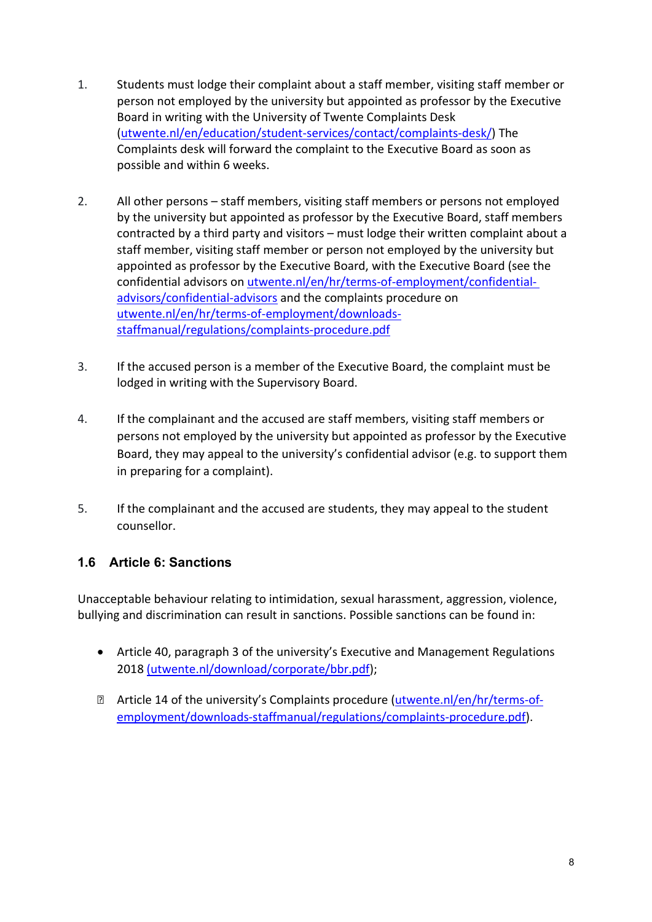1. Students must lodge their complaint about a staff member, visiting staff member or person not employed by the university but appointed as professor by the Executive Board in writing with the University of Twente Complaints Desk (utwente.nl/en/education/student-services/contact/complaints-desk/) The Complaints desk will forward the complaint to the Executive Board as soon as possible and within 6 weeks.

2. All other persons – staff members, visiting staff members or persons not employed by the university but appointed as professor by the Executive Board, staff members contracted by a third party and visitors – must lodge their written complaint about a staff member, visiting staff member or person not employed by the university but appointed as professor by the Executive Board, with the Executive Board (see the confidential advisors on utwente.nl/en/hr/terms-of-employment/confidential-advisors/confidential-advisors and the complaints procedure on utwente.nl/en/hr/terms-of-employment/downloads-staffmanual/regulations/complaints-procedure.pdf

3. If the accused person is a member of the Executive Board, the complaint must be lodged in writing with the Supervisory Board.

4. If the complainant and the accused are staff members, visiting staff members or persons not employed by the university but appointed as professor by the Executive Board, they may appeal to the university's confidential advisor (e.g. to support them in preparing for a complaint).

5. If the complainant and the accused are students, they may appeal to the student counsellor.

## 1.6 Article 6: Sanctions

Unacceptable behaviour relating to intimidation, sexual harassment, aggression, violence, bullying and discrimination can result in sanctions. Possible sanctions can be found in:

- Article 40, paragraph 3 of the university's Executive and Management Regulations 2018 (utwente.nl/download/corporate/bbr.pdf);
- Article 14 of the university's Complaints procedure (utwente.nl/en/hr/terms-of-employment/downloads-staffmanual/regulations/complaints-procedure.pdf).